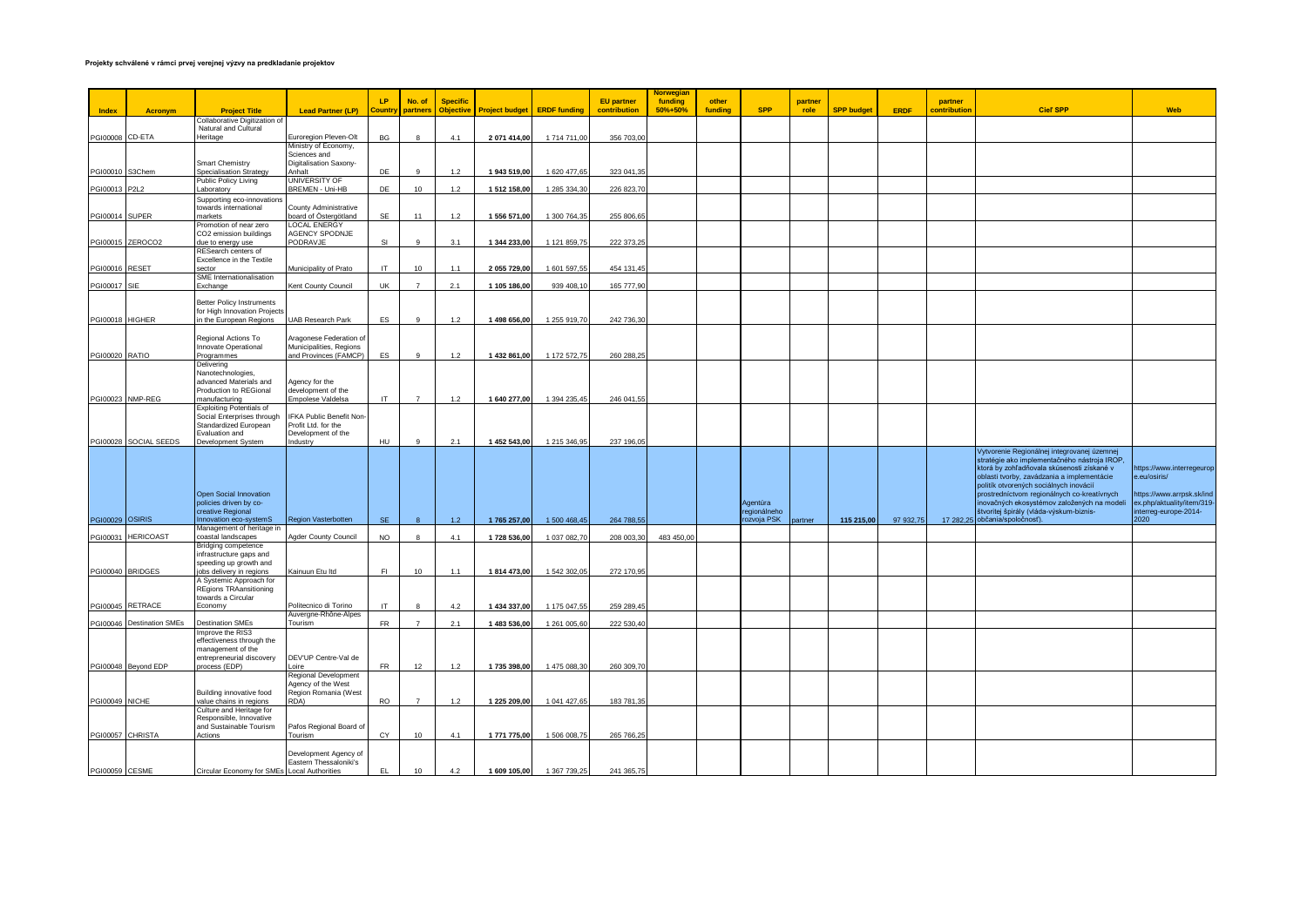**Projekty schválené v rámci prvej verejnej výzvy na predkladanie projektov**

| Index | Acronym | Project Title | Lead Partner (LP) | LP Country | No. of partners | Specific Objective | Project budget | ERDF funding | EU partner contribution | Norwegian funding 50%+50% | other funding | SPP | partner role | SPP budget | ERDF | partner contribution | Cieľ SPP | Web |
|---|---|---|---|---|---|---|---|---|---|---|---|---|---|---|---|---|---|---|
| PGI00008 | CD-ETA | Collaborative Digitization of Natural and Cultural Heritage | Euroregion Pleven-Olt | BG | 8 | 4.1 | 2 071 414,00 | 1 714 711,00 | 356 703,00 | | | | | | | | | |
| PGI00010 | S3Chem | Smart Chemistry Specialisation Strategy | Ministry of Economy, Sciences and Digitalisation Saxony-Anhalt | DE | 9 | 1.2 | 1 943 519,00 | 1 620 477,65 | 323 041,35 | | | | | | | | | |
| PGI00013 | P2L2 | Public Policy Living Laboratory | UNIVERSITY OF BREMEN - Uni-HB | DE | 10 | 1.2 | 1 512 158,00 | 1 285 334,30 | 226 823,70 | | | | | | | | | |
| PGI00014 | SUPER | Supporting eco-innovations towards international markets | County Administrative board of Östergötland | SE | 11 | 1.2 | 1 556 571,00 | 1 300 764,35 | 255 806,65 | | | | | | | | | |
| PGI00015 | ZEROCO2 | Promotion of near zero CO2 emission buildings due to energy use | LOCAL ENERGY AGENCY SPODNJE PODRAVJE | SI | 9 | 3.1 | 1 344 233,00 | 1 121 859,75 | 222 373,25 | | | | | | | | | |
| PGI00016 | RESET | RESearch centers of Excellence in the Textile sector | Municipality of Prato | IT | 10 | 1.1 | 2 055 729,00 | 1 601 597,55 | 454 131,45 | | | | | | | | | |
| PGI00017 | SIE | SME Internationalisation Exchange | Kent County Council | UK | 7 | 2.1 | 1 105 186,00 | 939 408,10 | 165 777,90 | | | | | | | | | |
| PGI00018 | HIGHER | Better Policy Instruments for High Innovation Projects in the European Regions | UAB Research Park | ES | 9 | 1.2 | 1 498 656,00 | 1 255 919,70 | 242 736,30 | | | | | | | | | |
| PGI00020 | RATIO | Regional Actions To Innovate Operational Programmes | Aragonese Federation of Municipalities, Regions and Provinces (FAMCP) | ES | 9 | 1.2 | 1 432 861,00 | 1 172 572,75 | 260 288,25 | | | | | | | | | |
| PGI00023 | NMP-REG | Delivering Nanotechnologies, advanced Materials and Production to REGional manufacturing | Agency for the development of the Empolese Valdelsa | IT | 7 | 1.2 | 1 640 277,00 | 1 394 235,45 | 246 041,55 | | | | | | | | | |
| PGI00028 | SOCIAL SEEDS | Exploiting Potentials of Social Enterprises through Standardized European Evaluation and Development System | IFKA Public Benefit Non-Profit Ltd. for the Development of the Industry | HU | 9 | 2.1 | 1 452 543,00 | 1 215 346,95 | 237 196,05 | | | | | | | | | |
| PGI00029 | OSIRIS | Open Social Innovation policies driven by co-creative Regional Innovation eco-systemS | Region Vasterbotten | SE | 8 | 1.2 | 1 765 257,00 | 1 500 468,45 | 264 788,55 | | | Agentúra regionálneho rozvoja PSK | partner | 115 215,00 | 97 932,75 | 17 282,25 | Vytvorenie Regionálnej integrovanej územnej stratégie ako implementačného nástroja IROP, ktorá by zohľadňovala skúsenosti získané v oblasti tvorby, zavádzania a implementácie politík otvorených sociálnych inovácií prostredníctvom regionálnych co-kreatívnych inovačných ekosystémov založených na modeli štvoritej špirály (vláda-výskum-biznis-občania/spoločnosť). | https://www.interregeurope.eu/osiris/ https://www.arrpsk.sk/index.php/aktuality/item/319-interreg-europe-2014-2020 |
| PGI00031 | HERICOAST | Management of heritage in coastal landscapes | Agder County Council | NO | 8 | 4.1 | 1 728 536,00 | 1 037 082,70 | 208 003,30 | 483 450,00 | | | | | | | | |
| PGI00040 | BRIDGES | Bridging competence infrastructure gaps and speeding up growth and jobs delivery in regions | Kainuun Etu ltd | FI | 10 | 1.1 | 1 814 473,00 | 1 542 302,05 | 272 170,95 | | | | | | | | | |
| PGI00045 | RETRACE | A Systemic Approach for REgions TRAansitioning towards a Circular Economy | Politecnico di Torino | IT | 8 | 4.2 | 1 434 337,00 | 1 175 047,55 | 259 289,45 | | | | | | | | | |
| PGI00046 | Destination SMEs | Destination SMEs | Auvergne-Rhône-Alpes Tourism | FR | 7 | 2.1 | 1 483 536,00 | 1 261 005,60 | 222 530,40 | | | | | | | | | |
| PGI00048 | Beyond EDP | Improve the RIS3 effectiveness through the management of the entrepreneurial discovery process (EDP) | DEV'UP Centre-Val de Loire | FR | 12 | 1.2 | 1 735 398,00 | 1 475 088,30 | 260 309,70 | | | | | | | | | |
| PGI00049 | NICHE | Building innovative food value chains in regions | Regional Development Agency of the West Region Romania (West RDA) | RO | 7 | 1.2 | 1 225 209,00 | 1 041 427,65 | 183 781,35 | | | | | | | | | |
| PGI00057 | CHRISTA | Culture and Heritage for Responsible, Innovative and Sustainable Tourism Actions | Pafos Regional Board of Tourism | CY | 10 | 4.1 | 1 771 775,00 | 1 506 008,75 | 265 766,25 | | | | | | | | | |
| PGI00059 | CESME | Circular Economy for SMEs | Development Agency of Eastern Thessaloniki's Local Authorities | EL | 10 | 4.2 | 1 609 105,00 | 1 367 739,25 | 241 365,75 | | | | | | | | | |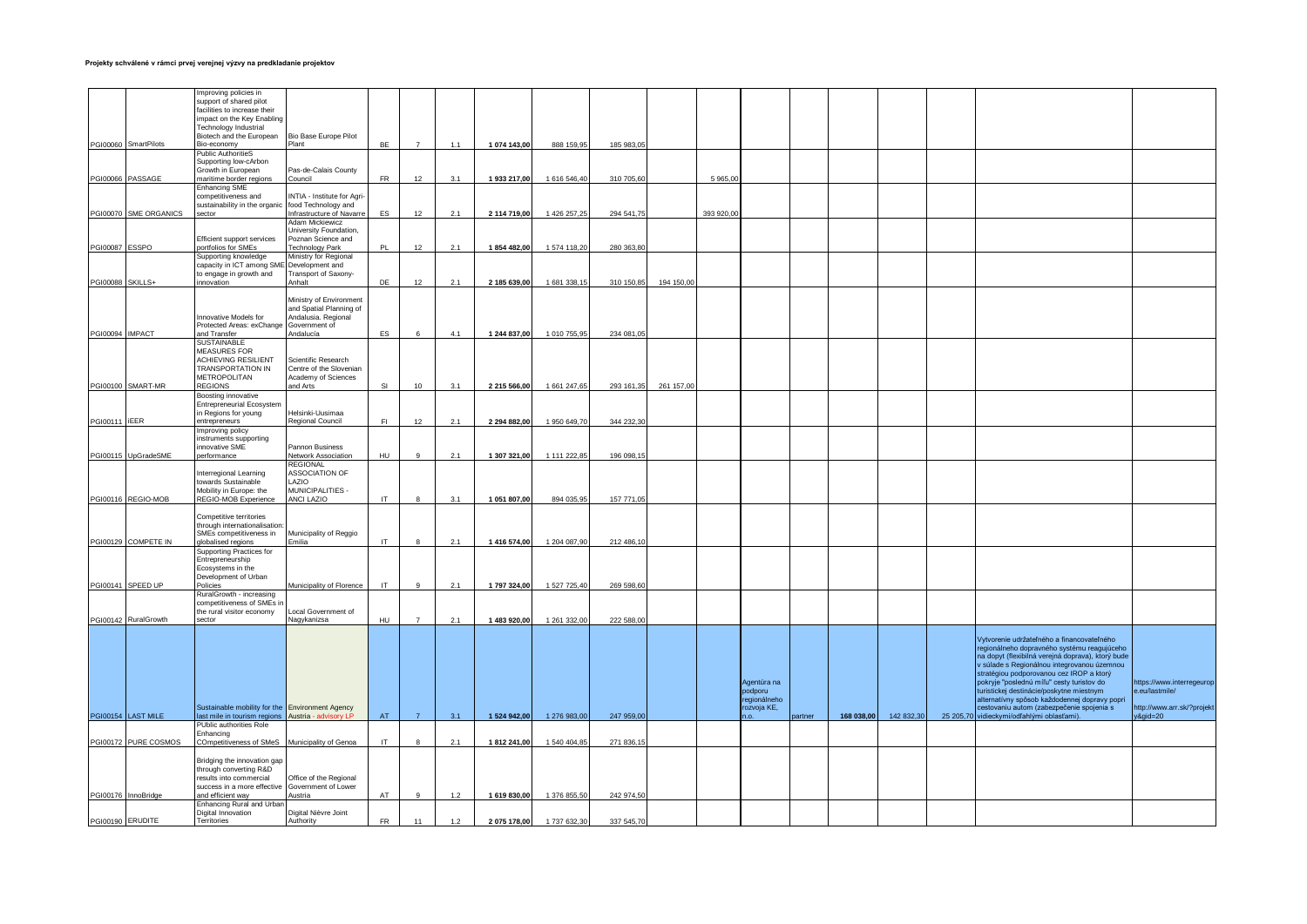**Projekty schválené v rámci prvej verejnej výzvy na predkladanie projektov**

| | | | | | | | | | | | | | | | | | | |
|---|---|---|---|---|---|---|---|---|---|---|---|---|---|---|---|---|---|---|
| PGI00060 | SmartPilots | Improving policies in support of shared pilot facilities to increase their impact on the Key Enabling Technology Industrial Biotech and the European Bio-economy | Bio Base Europe Pilot Plant | BE | 7 | 1.1 | 1 074 143,00 | 888 159,95 | 185 983,05 | | | | | | | | | |
| PGI00066 | PASSAGE | Public AuthoritieS Supporting low-cArbon Growth in European maritime border regions | Pas-de-Calais County Council | FR | 12 | 3.1 | 1 933 217,00 | 1 616 546,40 | 310 705,60 | | 5 965,00 | | | | | | | |
| PGI00070 | SME ORGANICS | Enhancing SME competitiveness and sustainability in the organic sector | INTIA - Institute for Agri-food Technology and Infrastructure of Navarre | ES | 12 | 2.1 | 2 114 719,00 | 1 426 257,25 | 294 541,75 | | 393 920,00 | | | | | | | |
| PGI00087 | ESSPO | Efficient support services portfolios for SMEs | Adam Mickiewicz University Foundation, Poznan Science and Technology Park | PL | 12 | 2.1 | 1 854 482,00 | 1 574 118,20 | 280 363,80 | | | | | | | | | |
| PGI00088 | SKILLS+ | Supporting knowledge capacity in ICT among SME to engage in growth and innovation | Ministry for Regional Development and Transport of Saxony-Anhalt | DE | 12 | 2.1 | 2 185 639,00 | 1 681 338,15 | 310 150,85 | 194 150,00 | | | | | | | | |
| PGI00094 | IMPACT | Innovative Models for Protected Areas: exChange and Transfer | Ministry of Environment and Spatial Planning of Andalusia. Regional Government of Andalucía | ES | 6 | 4.1 | 1 244 837,00 | 1 010 755,95 | 234 081,05 | | | | | | | | | |
| PGI00100 | SMART-MR | SUSTAINABLE MEASURES FOR ACHIEVING RESILIENT TRANSPORTATION IN METROPOLITAN REGIONS | Scientific Research Centre of the Slovenian Academy of Sciences and Arts | SI | 10 | 3.1 | 2 215 566,00 | 1 661 247,65 | 293 161,35 | 261 157,00 | | | | | | | | |
| PGI00111 | iEER | Boosting innovative Entrepreneurial Ecosystem in Regions for young entrepreneurs | Helsinki-Uusimaa Regional Council | FI | 12 | 2.1 | 2 294 882,00 | 1 950 649,70 | 344 232,30 | | | | | | | | | |
| PGI00115 | UpGradeSME | Improving policy instruments supporting innovative SME performance | Pannon Business Network Association | HU | 9 | 2.1 | 1 307 321,00 | 1 111 222,85 | 196 098,15 | | | | | | | | | |
| PGI00116 | REGIO-MOB | Interregional Learning towards Sustainable Mobility in Europe: the REGIO-MOB Experience | REGIONAL ASSOCIATION OF LAZIO MUNICIPALITIES - ANCI LAZIO | IT | 8 | 3.1 | 1 051 807,00 | 894 035,95 | 157 771,05 | | | | | | | | | |
| PGI00129 | COMPETE IN | Competitive territories through internationalisation: SMEs competitiveness in globalised regions | Municipality of Reggio Emilia | IT | 8 | 2.1 | 1 416 574,00 | 1 204 087,90 | 212 486,10 | | | | | | | | | |
| PGI00141 | SPEED UP | Supporting Practices for Entrepreneurship Ecosystems in the Development of Urban Policies | Municipality of Florence | IT | 9 | 2.1 | 1 797 324,00 | 1 527 725,40 | 269 598,60 | | | | | | | | | |
| PGI00142 | RuralGrowth | RuralGrowth - increasing competitiveness of SMEs in the rural visitor economy sector | Local Government of Nagykanizsa | HU | 7 | 2.1 | 1 483 920,00 | 1 261 332,00 | 222 588,00 | | | | | | | | | |
| PGI00154 | LAST MILE | Sustainable mobility for the last mile in tourism regions | Environment Agency Austria - advisory LP | AT | 7 | 3.1 | 1 524 942,00 | 1 276 983,00 | 247 959,00 | | | Agentúra na podporu regionálneho rozvoja KE, n.o. | partner | 168 038,00 | 142 832,30 | 25 205,70 | Vytvorenie udržateľného a financovateľného regionálneho dopravného systému reagujúceho na dopyt (flexibilná verejná doprava), ktorý bude v súlade s Regionálnou integrovanou územnou stratégiou podporovanou cez IROP a ktorý pokryje "poslednú míľu" cesty turistov do turistickej destinácie/poskytne miestnym alternatívny spôsob každodennej dopravy popri cestovaniu autom (zabezpečenie spojenia s vidieckymi/odľahlými oblasťami). | https://www.interregeurope.eu/lastmile/ http://www.arr.sk/?projekty&gid=20 |
| PGI00172 | PURE COSMOS | PUblic authorities Role Enhancing COmpetitiveness of SMeS | Municipality of Genoa | IT | 8 | 2.1 | 1 812 241,00 | 1 540 404,85 | 271 836,15 | | | | | | | | | |
| PGI00176 | InnoBridge | Bridging the innovation gap through converting R&D results into commercial success in a more effective and efficient way | Office of the Regional Government of Lower Austria | AT | 9 | 1.2 | 1 619 830,00 | 1 376 855,50 | 242 974,50 | | | | | | | | | |
| PGI00190 | ERUDITE | Enhancing Rural and Urban Digital Innovation Territories | Digital Nièvre Joint Authority | FR | 11 | 1.2 | 2 075 178,00 | 1 737 632,30 | 337 545,70 | | | | | | | | | |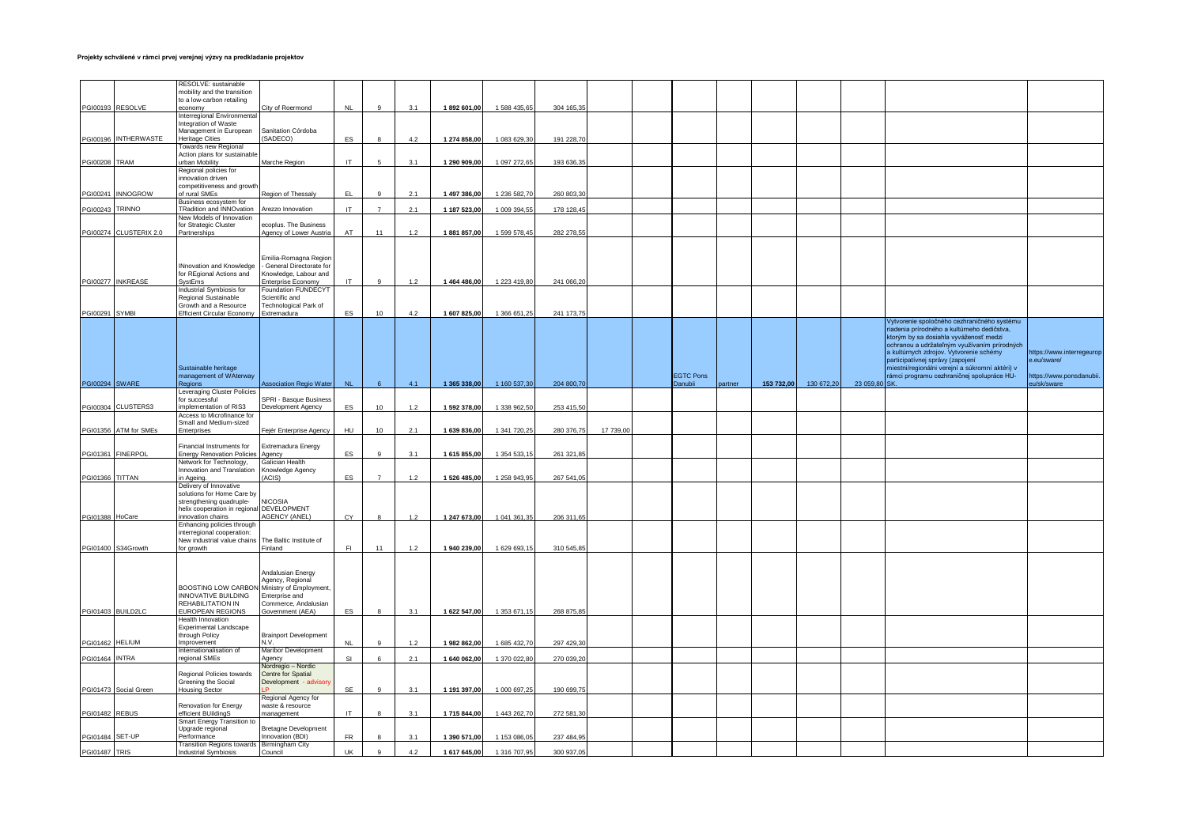**Projekty schválené v rámci prvej verejnej výzvy na predkladanie projektov**

| | | | | | | | | | | | | | | | | | | |
|---|---|---|---|---|---|---|---|---|---|---|---|---|---|---|---|---|---|---|
| PGI00193 | RESOLVE | RESOLVE: sustainable mobility and the transition to a low-carbon retailing economy | City of Roermond | NL | 9 | 3.1 | **1 892 601,00** | 1 588 435,65 | 304 165,35 | | | | | | | | | |
| PGI00196 | INTHERWASTE | Interregional Environmental Integration of Waste Management in European Heritage Cities | Sanitation Córdoba (SADECO) | ES | 8 | 4.2 | **1 274 858,00** | 1 083 629,30 | 191 228,70 | | | | | | | | | |
| PGI00208 | TRAM | Towards new Regional Action plans for sustainable urban Mobility | Marche Region | IT | 5 | 3.1 | **1 290 909,00** | 1 097 272,65 | 193 636,35 | | | | | | | | | |
| PGI00241 | INNOGROW | Regional policies for innovation driven competitiveness and growth of rural SMEs | Region of Thessaly | EL | 9 | 2.1 | **1 497 386,00** | 1 236 582,70 | 260 803,30 | | | | | | | | | |
| PGI00243 | TRINNO | Business ecosystem for TRadition and INNOvation | Arezzo Innovation | IT | 7 | 2.1 | **1 187 523,00** | 1 009 394,55 | 178 128,45 | | | | | | | | | |
| PGI00274 | CLUSTERIX 2.0 | New Models of Innovation for Strategic Cluster Partnerships | ecoplus. The Business Agency of Lower Austria | AT | 11 | 1.2 | **1 881 857,00** | 1 599 578,45 | 282 278,55 | | | | | | | | | |
| PGI00277 | INKREASE | INnovation and Knowledge for REgional Actions and SystEms | Emilia-Romagna Region - General Directorate for Knowledge, Labour and Enterprise Economy | IT | 9 | 1.2 | **1 464 486,00** | 1 223 419,80 | 241 066,20 | | | | | | | | | |
| PGI00291 | SYMBI | Industrial Symbiosis for Regional Sustainable Growth and a Resource Efficient Circular Economy | Foundation FUNDECYT Scientific and Technological Park of Extremadura | ES | 10 | 4.2 | **1 607 825,00** | 1 366 651,25 | 241 173,75 | | | | | | | | | |
| PGI00294 | SWARE | Sustainable heritage management of WAterway Regions | Association Regio Water | NL | 6 | 4.1 | **1 365 338,00** | 1 160 537,30 | 204 800,70 | | | EGTC Pons Danubii | partner | 153 732,00 | 130 672,20 | 23 059,80 | Vytvorenie spoločného cezhraničného systému riadenia prírodného a kultúrneho dedičstva, ktorým by sa dosiahla vyváženosť medzi ochranou a udržateľným využívaním prírodných a kultúrnych zdrojov. Vytvorenie schémy participatívnej správy (zapojení miestni/regionálni verejní a súkromní aktéri) v rámci programu cezhraničnej spolupráce HU-SK. | https://www.interregeurope.eu/sware/ https://www.ponsdanubii.eu/sk/sware |
| PGI00304 | CLUSTERS3 | Leveraging Cluster Policies for successful implementation of RIS3 | SPRI - Basque Business Development Agency | ES | 10 | 1.2 | **1 592 378,00** | 1 338 962,50 | 253 415,50 | | | | | | | | | |
| PGI01356 | ATM for SMEs | Access to Microfinance for Small and Medium-sized Enterprises | Fejér Enterprise Agency | HU | 10 | 2.1 | **1 639 836,00** | 1 341 720,25 | 280 376,75 | 17 739,00 | | | | | | | | |
| PGI01361 | FINERPOL | Financial Instruments for Energy Renovation Policies | Extremadura Energy Agency | ES | 9 | 3.1 | **1 615 855,00** | 1 354 533,15 | 261 321,85 | | | | | | | | | |
| PGI01366 | TITTAN | Network for Technology, Innovation and Translation in Ageing. | Galician Health Knowledge Agency (ACIS) | ES | 7 | 1.2 | **1 526 485,00** | 1 258 943,95 | 267 541,05 | | | | | | | | | |
| PGI01388 | HoCare | Delivery of Innovative solutions for Home Care by strengthening quadruple-helix cooperation in regional innovation chains | NICOSIA DEVELOPMENT AGENCY (ANEL) | CY | 8 | 1.2 | **1 247 673,00** | 1 041 361,35 | 206 311,65 | | | | | | | | | |
| PGI01400 | S34Growth | Enhancing policies through interregional cooperation: New industrial value chains for growth | The Baltic Institute of Finland | FI | 11 | 1.2 | **1 940 239,00** | 1 629 693,15 | 310 545,85 | | | | | | | | | |
| PGI01403 | BUILD2LC | BOOSTING LOW CARBON INNOVATIVE BUILDING REHABILITATION IN EUROPEAN REGIONS | Andalusian Energy Agency, Regional Ministry of Employment, Enterprise and Commerce, Andalusian Government (AEA) | ES | 8 | 3.1 | **1 622 547,00** | 1 353 671,15 | 268 875,85 | | | | | | | | | |
| PGI01462 | HELIUM | Health Innovation Experimental Landscape through Policy Improvement | Brainport Development N.V. | NL | 9 | 1.2 | **1 982 862,00** | 1 685 432,70 | 297 429,30 | | | | | | | | | |
| PGI01464 | INTRA | Internationalisation of regional SMEs | Maribor Development Agency | SI | 6 | 2.1 | **1 640 062,00** | 1 370 022,80 | 270 039,20 | | | | | | | | | |
| PGI01473 | Social Green | Regional Policies towards Greening the Social Housing Sector | Nordregio – Nordic Centre for Spatial Development - advisory LP | SE | 9 | 3.1 | **1 191 397,00** | 1 000 697,25 | 190 699,75 | | | | | | | | | |
| PGI01482 | REBUS | Renovation for Energy efficient BUildingS | Regional Agency for waste & resource management | IT | 8 | 3.1 | **1 715 844,00** | 1 443 262,70 | 272 581,30 | | | | | | | | | |
| PGI01484 | SET-UP | Smart Energy Transition to Upgrade regional Performance | Bretagne Development Innovation (BDI) | FR | 8 | 3.1 | **1 390 571,00** | 1 153 086,05 | 237 484,95 | | | | | | | | | |
| PGI01487 | TRIS | Transition Regions towards Industrial Symbiosis | Birmingham City Council | UK | 9 | 4.2 | **1 617 645,00** | 1 316 707,95 | 300 937,05 | | | | | | | | | |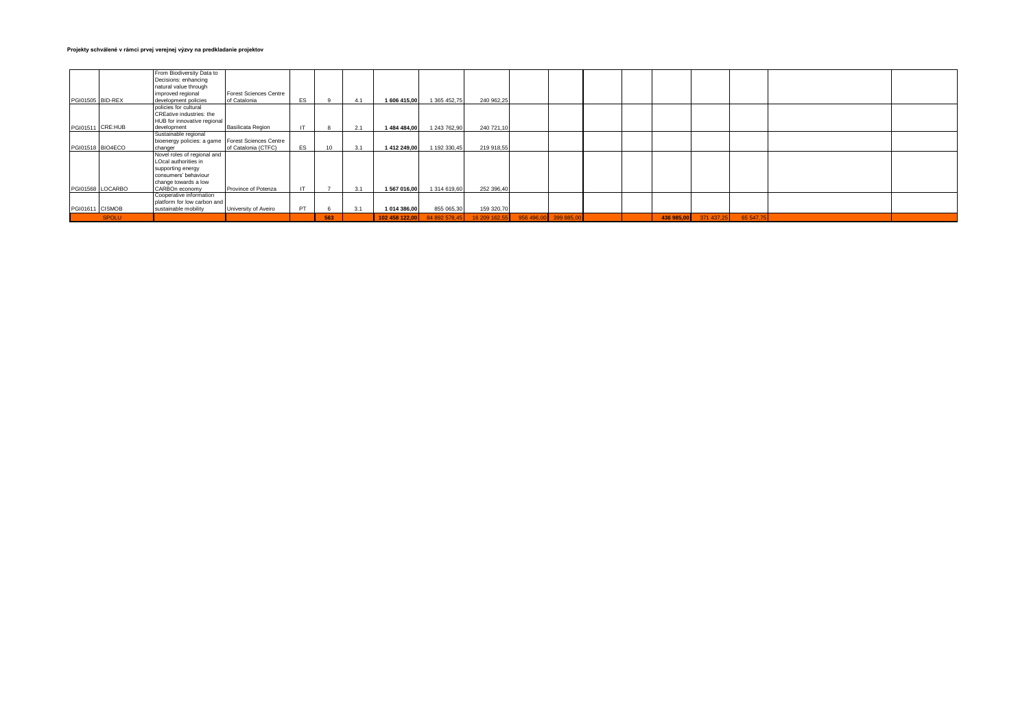**Projekty schválené v rámci prvej verejnej výzvy na predkladanie projektov**

| | | | | | | | | | | | | | | | | | | |
|---|---|---|---|---|---|---|---|---|---|---|---|---|---|---|---|---|---|---|
| PGI01505 | BID-REX | From Biodiversity Data to Decisions: enhancing natural value through improved regional development policies | Forest Sciences Centre of Catalonia | ES | 9 | 4.1 | **1 606 415,00** | 1 365 452,75 | 240 962,25 | | | | | | | | | |
| PGI01511 | CRE:HUB | policies for cultural CREative industries: the HUB for innovative regional development | Basilicata Region | IT | 8 | 2.1 | **1 484 484,00** | 1 243 762,90 | 240 721,10 | | | | | | | | | |
| PGI01518 | BIO4ECO | Sustainable regional bioenergy policies: a game changer | Forest Sciences Centre of Catalonia (CTFC) | ES | 10 | 3.1 | **1 412 249,00** | 1 192 330,45 | 219 918,55 | | | | | | | | | |
| PGI01568 | LOCARBO | Novel roles of regional and LOcal authorities in supporting energy consumers' behaviour change towards a low CARBOn economy | Province of Potenza | IT | 7 | 3.1 | **1 567 016,00** | 1 314 619,60 | 252 396,40 | | | | | | | | | |
| PGI01611 | CISMOB | Cooperative information platform for low carbon and sustainable mobility | University of Aveiro | PT | 6 | 3.1 | **1 014 386,00** | 855 065,30 | 159 320,70 | | | | | | | | | |
| SPOLU | | | | | 563 | | 102 458 122,00 | 84 892 578,45 | 16 209 162,55 | 956 496,00 | 399 885,00 | | | 436 985,00 | 371 437,25 | 65 547,75 | | |